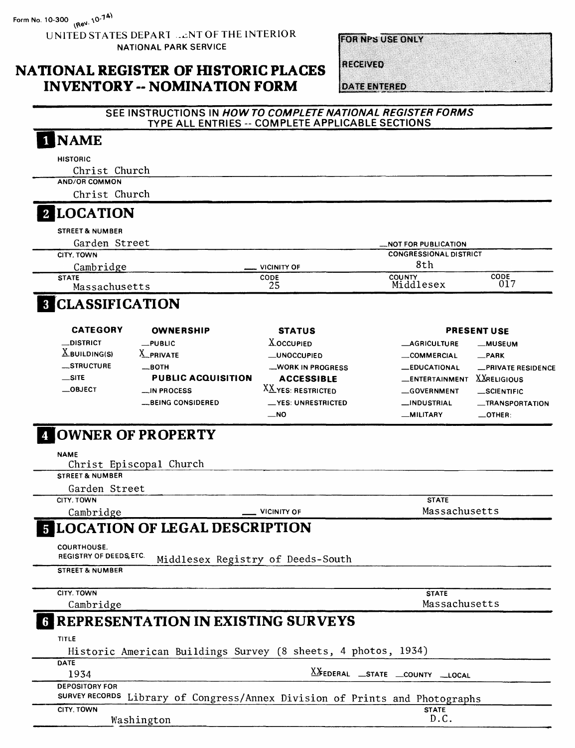Form No. 10-300 (Rev. 10-74)

UNITED STATES DEPARTMENT OF THE INTERIOR
NATIONAL PARK SERVICE

# NATIONAL REGISTER OF HISTORIC PLACES INVENTORY -- NOMINATION FORM

FOR NPS USE ONLY

RECEIVED

DATE ENTERED

SEE INSTRUCTIONS IN *HOW TO COMPLETE NATIONAL REGISTER FORMS*
TYPE ALL ENTRIES -- COMPLETE APPLICABLE SECTIONS

## 1 NAME

HISTORIC
Christ Church

AND/OR COMMON
Christ Church

## 2 LOCATION

STREET & NUMBER
Garden Street

__NOT FOR PUBLICATION

CITY, TOWN
Cambridge __ VICINITY OF

CONGRESSIONAL DISTRICT
8th

| STATE | CODE | COUNTY | CODE |
|---|---|---|---|
| Massachusetts | 25 | Middlesex | 017 |

## 3 CLASSIFICATION

| CATEGORY | OWNERSHIP | STATUS | PRESENT USE | |
|---|---|---|---|---|
| __DISTRICT | __PUBLIC | X OCCUPIED | __AGRICULTURE | __MUSEUM |
| X BUILDING(S) | X PRIVATE | __UNOCCUPIED | __COMMERCIAL | __PARK |
| __STRUCTURE | __BOTH | __WORK IN PROGRESS | __EDUCATIONAL | __PRIVATE RESIDENCE |
| __SITE | **PUBLIC ACQUISITION** | **ACCESSIBLE** | __ENTERTAINMENT | XX RELIGIOUS |
| __OBJECT | __IN PROCESS | XX YES: RESTRICTED | __GOVERNMENT | __SCIENTIFIC |
| | __BEING CONSIDERED | __YES: UNRESTRICTED | __INDUSTRIAL | __TRANSPORTATION |
| | | __NO | __MILITARY | __OTHER: |

## 4 OWNER OF PROPERTY

NAME
Christ Episcopal Church

STREET & NUMBER
Garden Street

CITY, TOWN
Cambridge __ VICINITY OF

STATE
Massachusetts

## 5 LOCATION OF LEGAL DESCRIPTION

COURTHOUSE, REGISTRY OF DEEDS, ETC. Middlesex Registry of Deeds-South

STREET & NUMBER

CITY, TOWN
Cambridge

STATE
Massachusetts

## 6 REPRESENTATION IN EXISTING SURVEYS

TITLE
Historic American Buildings Survey (8 sheets, 4 photos, 1934)

DATE
1934

XX FEDERAL __STATE __COUNTY __LOCAL

DEPOSITORY FOR SURVEY RECORDS Library of Congress/Annex Division of Prints and Photographs

CITY, TOWN
Washington

STATE
D.C.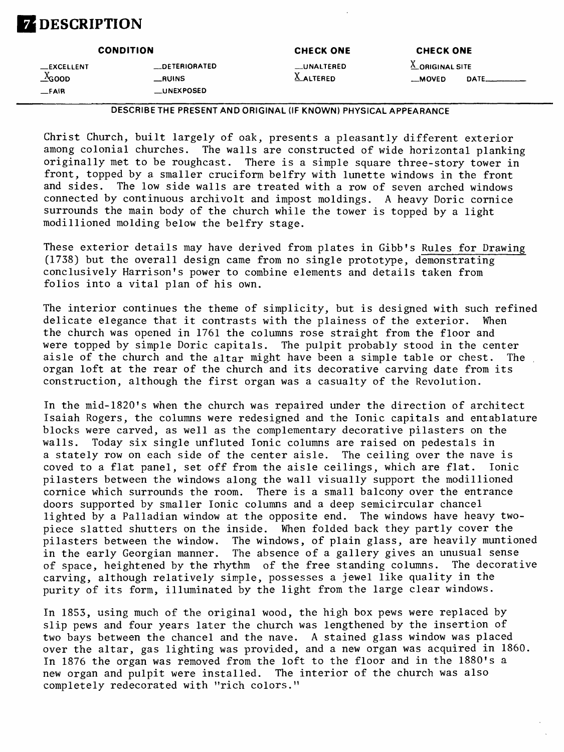# 7 DESCRIPTION

| CONDITION | | CHECK ONE | CHECK ONE |
|---|---|---|---|
| __EXCELLENT | __DETERIORATED | __UNALTERED | X ORIGINAL SITE |
| X GOOD | __RUINS | X ALTERED | __MOVED DATE______ |
| __FAIR | __UNEXPOSED | | |

DESCRIBE THE PRESENT AND ORIGINAL (IF KNOWN) PHYSICAL APPEARANCE

Christ Church, built largely of oak, presents a pleasantly different exterior among colonial churches. The walls are constructed of wide horizontal planking originally met to be roughcast. There is a simple square three-story tower in front, topped by a smaller cruciform belfry with lunette windows in the front and sides. The low side walls are treated with a row of seven arched windows connected by continuous archivolt and impost moldings. A heavy Doric cornice surrounds the main body of the church while the tower is topped by a light modillioned molding below the belfry stage.

These exterior details may have derived from plates in Gibb's Rules for Drawing (1738) but the overall design came from no single prototype, demonstrating conclusively Harrison's power to combine elements and details taken from folios into a vital plan of his own.

The interior continues the theme of simplicity, but is designed with such refined delicate elegance that it contrasts with the plainess of the exterior. When the church was opened in 1761 the columns rose straight from the floor and were topped by simple Doric capitals. The pulpit probably stood in the center aisle of the church and the altar might have been a simple table or chest. The organ loft at the rear of the church and its decorative carving date from its construction, although the first organ was a casualty of the Revolution.

In the mid-1820's when the church was repaired under the direction of architect Isaiah Rogers, the columns were redesigned and the Ionic capitals and entablature blocks were carved, as well as the complementary decorative pilasters on the walls. Today six single unfluted Ionic columns are raised on pedestals in a stately row on each side of the center aisle. The ceiling over the nave is coved to a flat panel, set off from the aisle ceilings, which are flat. Ionic pilasters between the windows along the wall visually support the modillioned cornice which surrounds the room. There is a small balcony over the entrance doors supported by smaller Ionic columns and a deep semicircular chancel lighted by a Palladian window at the opposite end. The windows have heavy two-piece slatted shutters on the inside. When folded back they partly cover the pilasters between the window. The windows, of plain glass, are heavily muntioned in the early Georgian manner. The absence of a gallery gives an unusual sense of space, heightened by the rhythm of the free standing columns. The decorative carving, although relatively simple, possesses a jewel like quality in the purity of its form, illuminated by the light from the large clear windows.

In 1853, using much of the original wood, the high box pews were replaced by slip pews and four years later the church was lengthened by the insertion of two bays between the chancel and the nave. A stained glass window was placed over the altar, gas lighting was provided, and a new organ was acquired in 1860. In 1876 the organ was removed from the loft to the floor and in the 1880's a new organ and pulpit were installed. The interior of the church was also completely redecorated with "rich colors."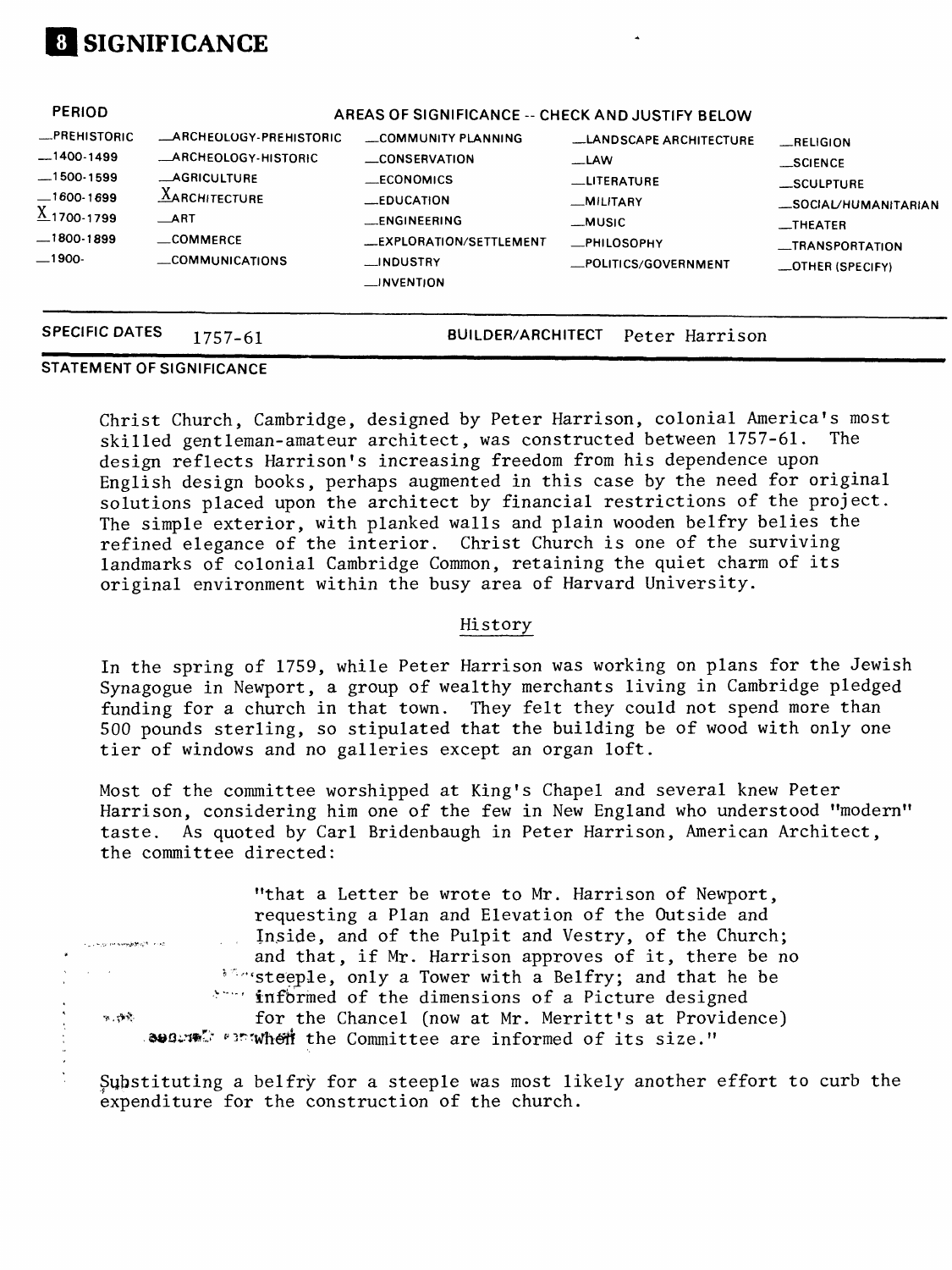# 8 SIGNIFICANCE

| PERIOD | AREAS OF SIGNIFICANCE -- CHECK AND JUSTIFY BELOW | | | |
|---|---|---|---|---|
| __PREHISTORIC | __ARCHEOLOGY-PREHISTORIC | __COMMUNITY PLANNING | __LANDSCAPE ARCHITECTURE | __RELIGION |
| __1400-1499 | __ARCHEOLOGY-HISTORIC | __CONSERVATION | __LAW | __SCIENCE |
| __1500-1599 | __AGRICULTURE | __ECONOMICS | __LITERATURE | __SCULPTURE |
| __1600-1699 | X ARCHITECTURE | __EDUCATION | __MILITARY | __SOCIAL/HUMANITARIAN |
| X 1700-1799 | __ART | __ENGINEERING | __MUSIC | __THEATER |
| __1800-1899 | __COMMERCE | __EXPLORATION/SETTLEMENT | __PHILOSOPHY | __TRANSPORTATION |
| __1900- | __COMMUNICATIONS | __INDUSTRY | __POLITICS/GOVERNMENT | __OTHER (SPECIFY) |
| | | __INVENTION | | |

SPECIFIC DATES 1757-61 BUILDER/ARCHITECT Peter Harrison

STATEMENT OF SIGNIFICANCE

Christ Church, Cambridge, designed by Peter Harrison, colonial America's most skilled gentleman-amateur architect, was constructed between 1757-61. The design reflects Harrison's increasing freedom from his dependence upon English design books, perhaps augmented in this case by the need for original solutions placed upon the architect by financial restrictions of the project. The simple exterior, with planked walls and plain wooden belfry belies the refined elegance of the interior. Christ Church is one of the surviving landmarks of colonial Cambridge Common, retaining the quiet charm of its original environment within the busy area of Harvard University.

## History

In the spring of 1759, while Peter Harrison was working on plans for the Jewish Synagogue in Newport, a group of wealthy merchants living in Cambridge pledged funding for a church in that town. They felt they could not spend more than 500 pounds sterling, so stipulated that the building be of wood with only one tier of windows and no galleries except an organ loft.

Most of the committee worshipped at King's Chapel and several knew Peter Harrison, considering him one of the few in New England who understood "modern" taste. As quoted by Carl Bridenbaugh in Peter Harrison, American Architect, the committee directed:

> "that a Letter be wrote to Mr. Harrison of Newport, requesting a Plan and Elevation of the Outside and Inside, and of the Pulpit and Vestry, of the Church; and that, if Mr. Harrison approves of it, there be no steeple, only a Tower with a Belfry; and that he be informed of the dimensions of a Picture designed for the Chancel (now at Mr. Merritt's at Providence) when the Committee are informed of its size."

Substituting a belfry for a steeple was most likely another effort to curb the expenditure for the construction of the church.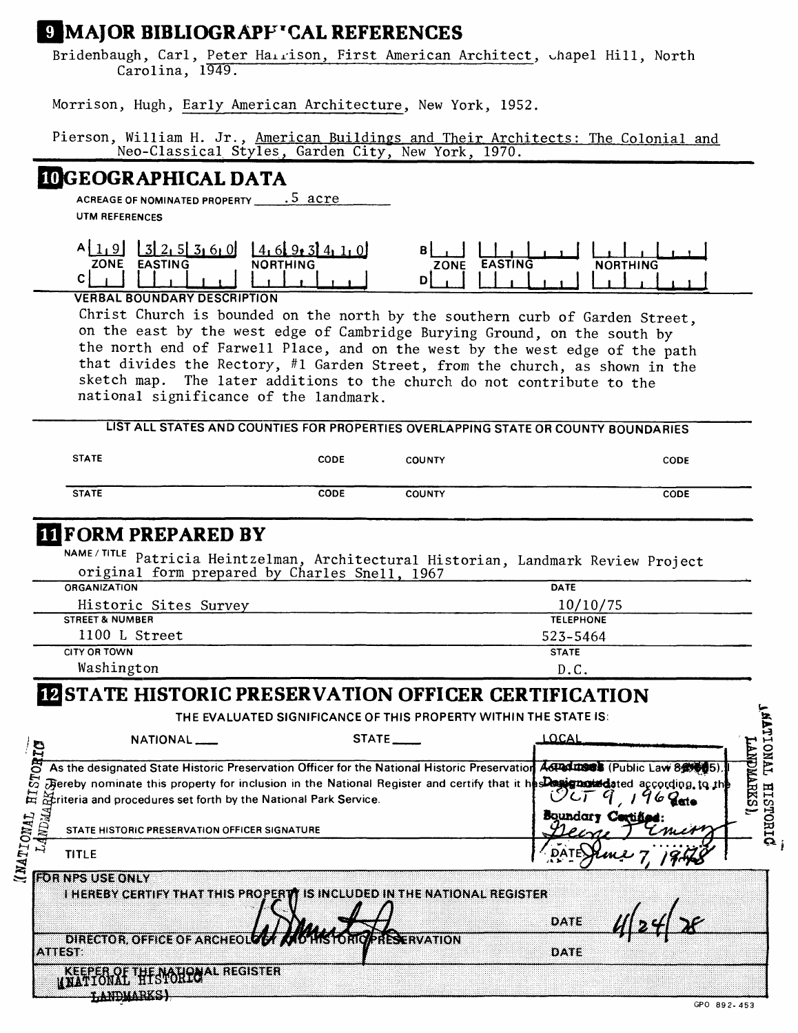# 9 MAJOR BIBLIOGRAPHICAL REFERENCES

Bridenbaugh, Carl, Peter Harrison, First American Architect, Chapel Hill, North Carolina, 1949.

Morrison, Hugh, Early American Architecture, New York, 1952.

Pierson, William H. Jr., American Buildings and Their Architects: The Colonial and Neo-Classical Styles, Garden City, New York, 1970.

# 10 GEOGRAPHICAL DATA

ACREAGE OF NOMINATED PROPERTY .5 acre

UTM REFERENCES

| | ZONE | EASTING | NORTHING |
|---|---|---|---|
| A | 19 | 325360 | 4693410 |
| B | | | |
| C | | | |
| D | | | |

VERBAL BOUNDARY DESCRIPTION

Christ Church is bounded on the north by the southern curb of Garden Street, on the east by the west edge of Cambridge Burying Ground, on the south by the north end of Farwell Place, and on the west by the west edge of the path that divides the Rectory, #1 Garden Street, from the church, as shown in the sketch map. The later additions to the church do not contribute to the national significance of the landmark.

LIST ALL STATES AND COUNTIES FOR PROPERTIES OVERLAPPING STATE OR COUNTY BOUNDARIES

| STATE | CODE | COUNTY | CODE |
|---|---|---|---|
| STATE | CODE | COUNTY | CODE |

# 11 FORM PREPARED BY

NAME / TITLE Patricia Heintzelman, Architectural Historian, Landmark Review Project original form prepared by Charles Snell, 1967

ORGANIZATION Historic Sites Survey

DATE 10/10/75

STREET & NUMBER 1100 L Street

TELEPHONE 523-5464

CITY OR TOWN Washington

STATE D.C.

# 12 STATE HISTORIC PRESERVATION OFFICER CERTIFICATION

THE EVALUATED SIGNIFICANCE OF THIS PROPERTY WITHIN THE STATE IS:

NATIONAL ___ STATE ___ LOCAL ___

As the designated State Historic Preservation Officer for the National Historic Preservation Act of 1966 (Public Law 89-665), I hereby nominate this property for inclusion in the National Register and certify that it has been evaluated according to the criteria and procedures set forth by the National Park Service.

(NATIONAL HISTORIC LANDMARKS)

Landmark Designated: OCT 9, 1960

Boundary Certified: George T. Emery

DATE June 7, 1978

STATE HISTORIC PRESERVATION OFFICER SIGNATURE

TITLE

FOR NPS USE ONLY

I HEREBY CERTIFY THAT THIS PROPERTY IS INCLUDED IN THE NATIONAL REGISTER

DIRECTOR, OFFICE OF ARCHEOLOGY AND HISTORIC PRESERVATION

DATE 4/24/78

ATTEST:

DATE

KEEPER OF THE NATIONAL REGISTER

(NATIONAL HISTORIC LANDMARKS)

GPO 892-453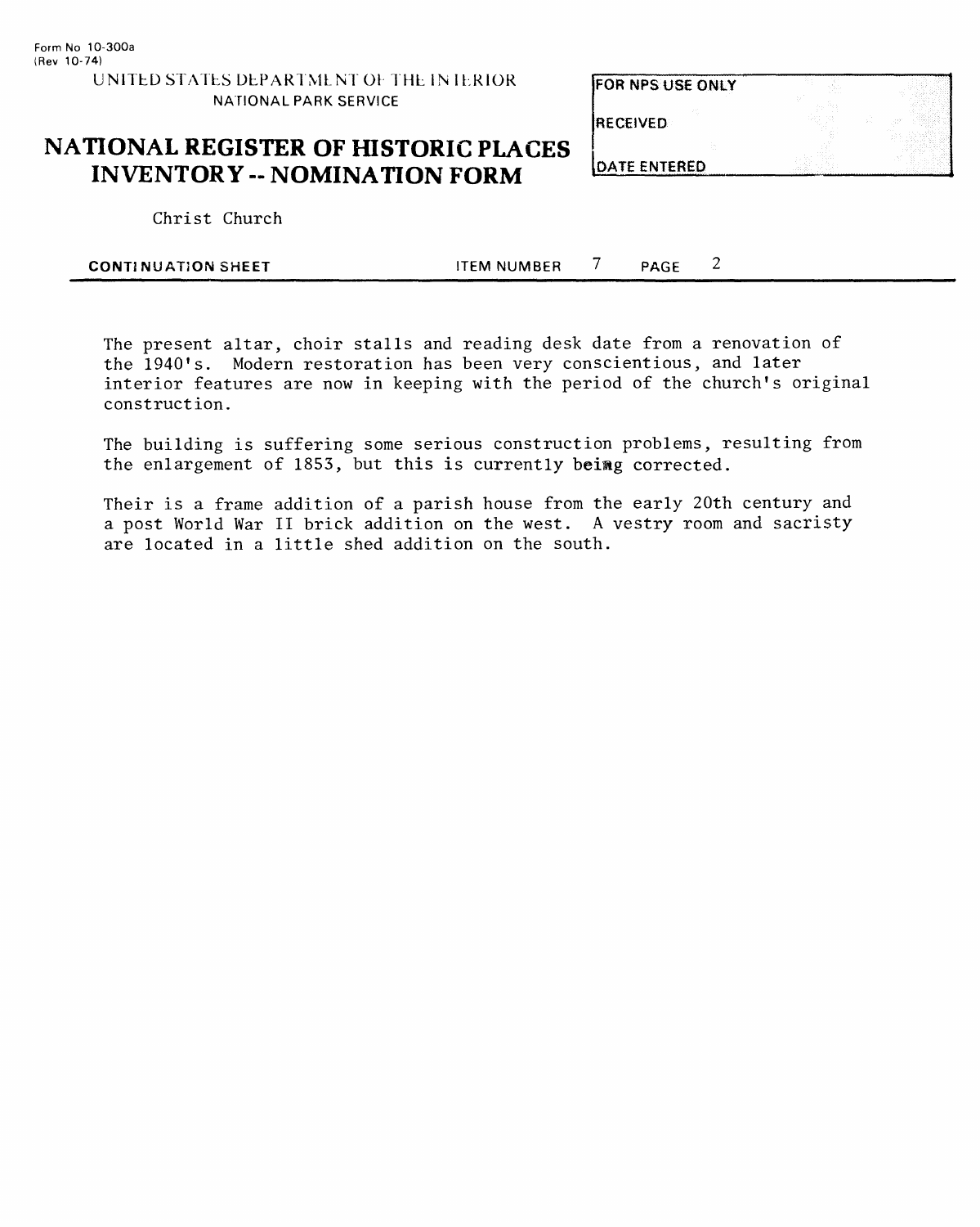Form No 10-300a
(Rev 10-74)

UNITED STATES DEPARTMENT OF THE INTERIOR
NATIONAL PARK SERVICE

# NATIONAL REGISTER OF HISTORIC PLACES
# INVENTORY -- NOMINATION FORM

| FOR NPS USE ONLY |
| --- |
| RECEIVED |
| DATE ENTERED |

Christ Church

**CONTINUATION SHEET** ITEM NUMBER 7 PAGE 2

The present altar, choir stalls and reading desk date from a renovation of the 1940's. Modern restoration has been very conscientious, and later interior features are now in keeping with the period of the church's original construction.

The building is suffering some serious construction problems, resulting from the enlargement of 1853, but this is currently being corrected.

Their is a frame addition of a parish house from the early 20th century and a post World War II brick addition on the west. A vestry room and sacristy are located in a little shed addition on the south.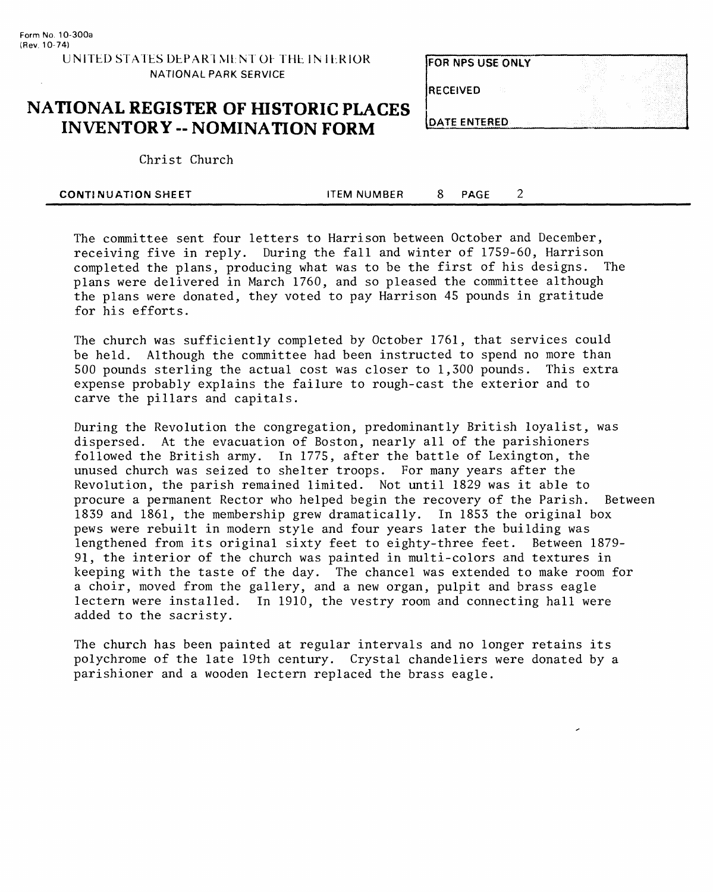Christ Church

CONTINUATION SHEET | ITEM NUMBER 8 | PAGE 2

The committee sent four letters to Harrison between October and December, receiving five in reply. During the fall and winter of 1759-60, Harrison completed the plans, producing what was to be the first of his designs. The plans were delivered in March 1760, and so pleased the committee although the plans were donated, they voted to pay Harrison 45 pounds in gratitude for his efforts.

The church was sufficiently completed by October 1761, that services could be held. Although the committee had been instructed to spend no more than 500 pounds sterling the actual cost was closer to 1,300 pounds. This extra expense probably explains the failure to rough-cast the exterior and to carve the pillars and capitals.

During the Revolution the congregation, predominantly British loyalist, was dispersed. At the evacuation of Boston, nearly all of the parishioners followed the British army. In 1775, after the battle of Lexington, the unused church was seized to shelter troops. For many years after the Revolution, the parish remained limited. Not until 1829 was it able to procure a permanent Rector who helped begin the recovery of the Parish. Between 1839 and 1861, the membership grew dramatically. In 1853 the original box pews were rebuilt in modern style and four years later the building was lengthened from its original sixty feet to eighty-three feet. Between 1879-91, the interior of the church was painted in multi-colors and textures in keeping with the taste of the day. The chancel was extended to make room for a choir, moved from the gallery, and a new organ, pulpit and brass eagle lectern were installed. In 1910, the vestry room and connecting hall were added to the sacristy.

The church has been painted at regular intervals and no longer retains its polychrome of the late 19th century. Crystal chandeliers were donated by a parishioner and a wooden lectern replaced the brass eagle.